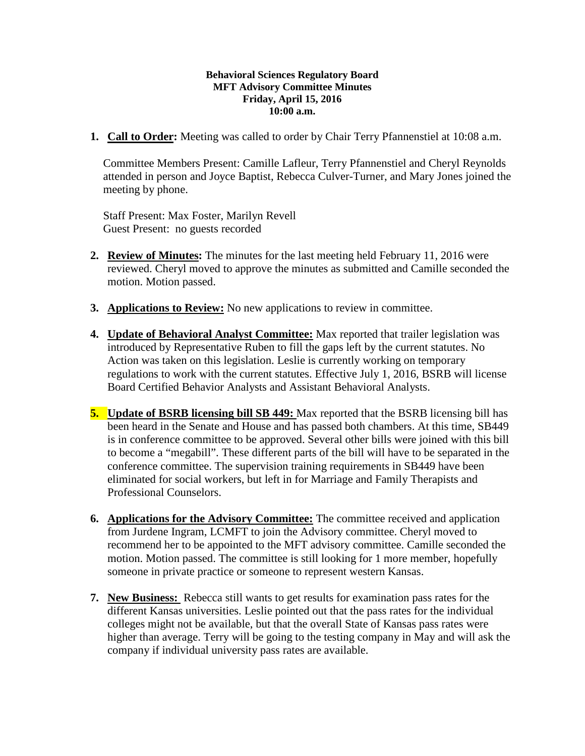**Behavioral Sciences Regulatory Board**
**MFT Advisory Committee Minutes**
**Friday, April 15, 2016**
**10:00 a.m.**

1. **Call to Order:** Meeting was called to order by Chair Terry Pfannenstiel at 10:08 a.m.

   Committee Members Present: Camille Lafleur, Terry Pfannenstiel and Cheryl Reynolds attended in person and Joyce Baptist, Rebecca Culver-Turner, and Mary Jones joined the meeting by phone.

   Staff Present: Max Foster, Marilyn Revell
   Guest Present: no guests recorded

2. **Review of Minutes:** The minutes for the last meeting held February 11, 2016 were reviewed. Cheryl moved to approve the minutes as submitted and Camille seconded the motion. Motion passed.

3. **Applications to Review:** No new applications to review in committee.

4. **Update of Behavioral Analyst Committee:** Max reported that trailer legislation was introduced by Representative Ruben to fill the gaps left by the current statutes. No Action was taken on this legislation. Leslie is currently working on temporary regulations to work with the current statutes. Effective July 1, 2016, BSRB will license Board Certified Behavior Analysts and Assistant Behavioral Analysts.

5. **Update of BSRB licensing bill SB 449:** Max reported that the BSRB licensing bill has been heard in the Senate and House and has passed both chambers. At this time, SB449 is in conference committee to be approved. Several other bills were joined with this bill to become a "megabill". These different parts of the bill will have to be separated in the conference committee. The supervision training requirements in SB449 have been eliminated for social workers, but left in for Marriage and Family Therapists and Professional Counselors.

6. **Applications for the Advisory Committee:** The committee received and application from Jurdene Ingram, LCMFT to join the Advisory committee. Cheryl moved to recommend her to be appointed to the MFT advisory committee. Camille seconded the motion. Motion passed. The committee is still looking for 1 more member, hopefully someone in private practice or someone to represent western Kansas.

7. **New Business:** Rebecca still wants to get results for examination pass rates for the different Kansas universities. Leslie pointed out that the pass rates for the individual colleges might not be available, but that the overall State of Kansas pass rates were higher than average. Terry will be going to the testing company in May and will ask the company if individual university pass rates are available.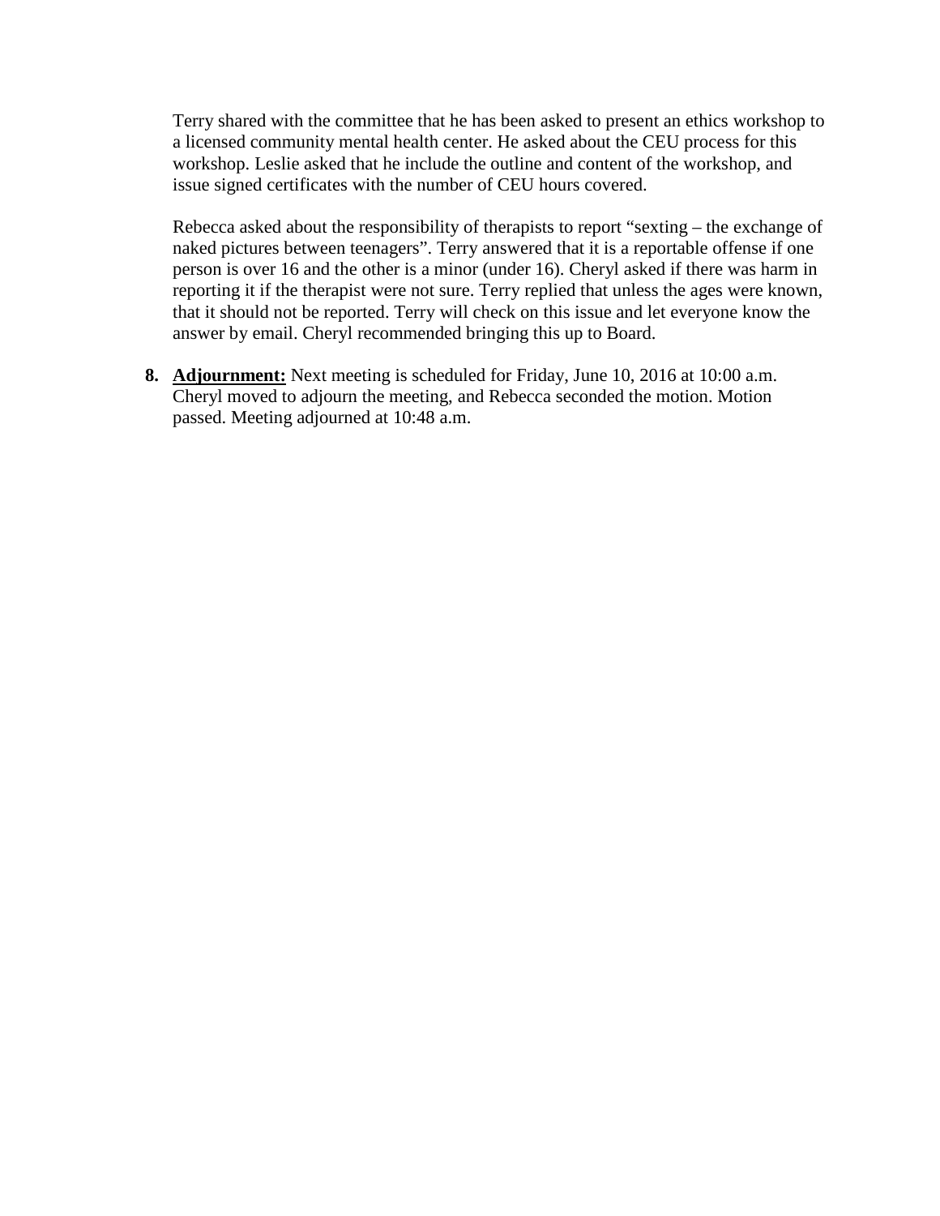Terry shared with the committee that he has been asked to present an ethics workshop to a licensed community mental health center. He asked about the CEU process for this workshop. Leslie asked that he include the outline and content of the workshop, and issue signed certificates with the number of CEU hours covered.

Rebecca asked about the responsibility of therapists to report "sexting – the exchange of naked pictures between teenagers". Terry answered that it is a reportable offense if one person is over 16 and the other is a minor (under 16). Cheryl asked if there was harm in reporting it if the therapist were not sure. Terry replied that unless the ages were known, that it should not be reported. Terry will check on this issue and let everyone know the answer by email. Cheryl recommended bringing this up to Board.

8. **Adjournment:** Next meeting is scheduled for Friday, June 10, 2016 at 10:00 a.m. Cheryl moved to adjourn the meeting, and Rebecca seconded the motion. Motion passed. Meeting adjourned at 10:48 a.m.